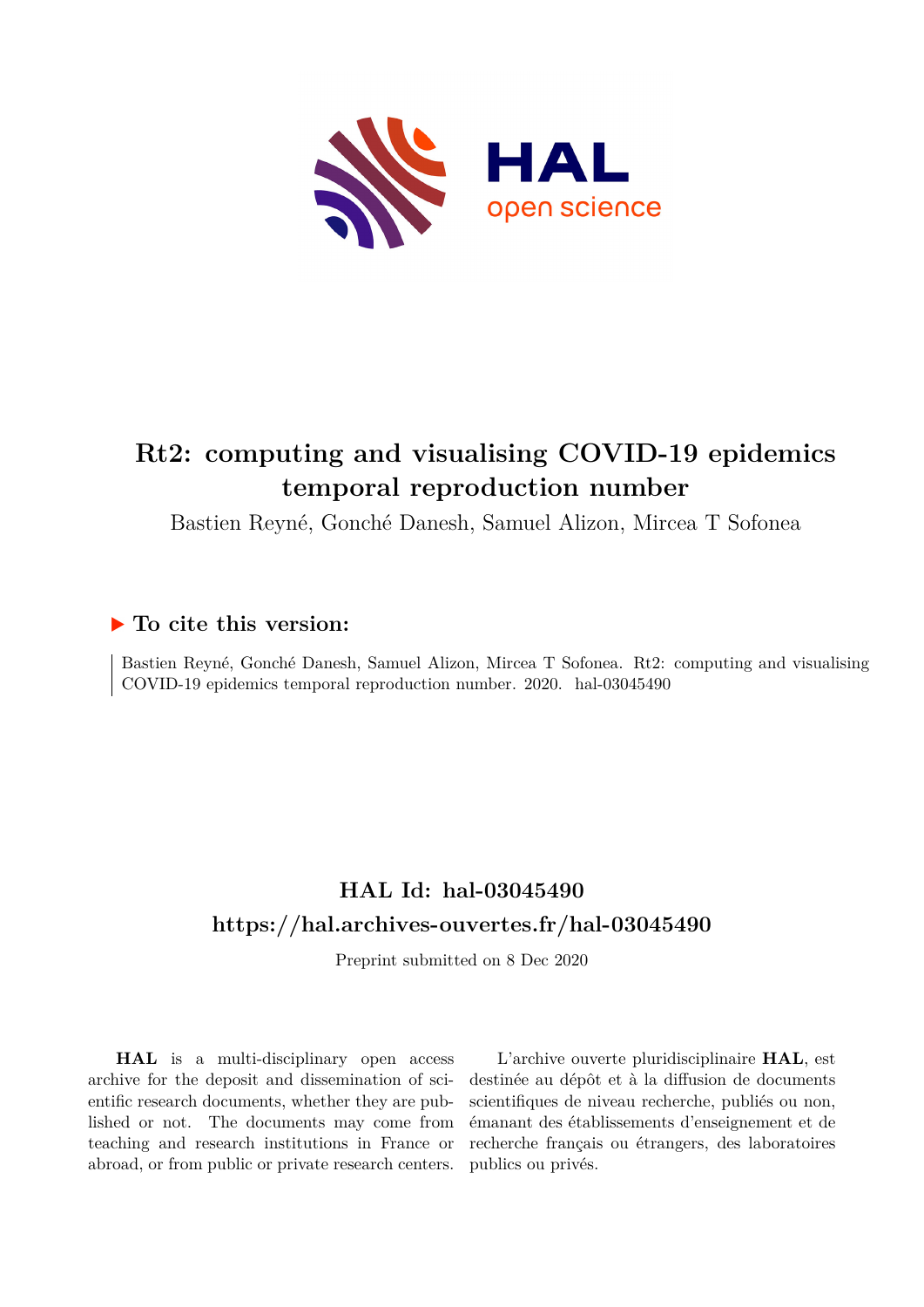# Rt2: computing and visualising COVID-19 epidemics temporal reproduction number

Bastien Reyné, Gonché Danesh, Samuel Alizon, Mircea T Sofonea

## ▶ To cite this version:

Bastien Reyné, Gonché Danesh, Samuel Alizon, Mircea T Sofonea. Rt2: computing and visualising COVID-19 epidemics temporal reproduction number. 2020. hal-03045490

## HAL Id: hal-03045490

## https://hal.archives-ouvertes.fr/hal-03045490

Preprint submitted on 8 Dec 2020

**HAL** is a multi-disciplinary open access archive for the deposit and dissemination of scientific research documents, whether they are published or not. The documents may come from teaching and research institutions in France or abroad, or from public or private research centers.

L'archive ouverte pluridisciplinaire **HAL**, est destinée au dépôt et à la diffusion de documents scientifiques de niveau recherche, publiés ou non, émanant des établissements d'enseignement et de recherche français ou étrangers, des laboratoires publics ou privés.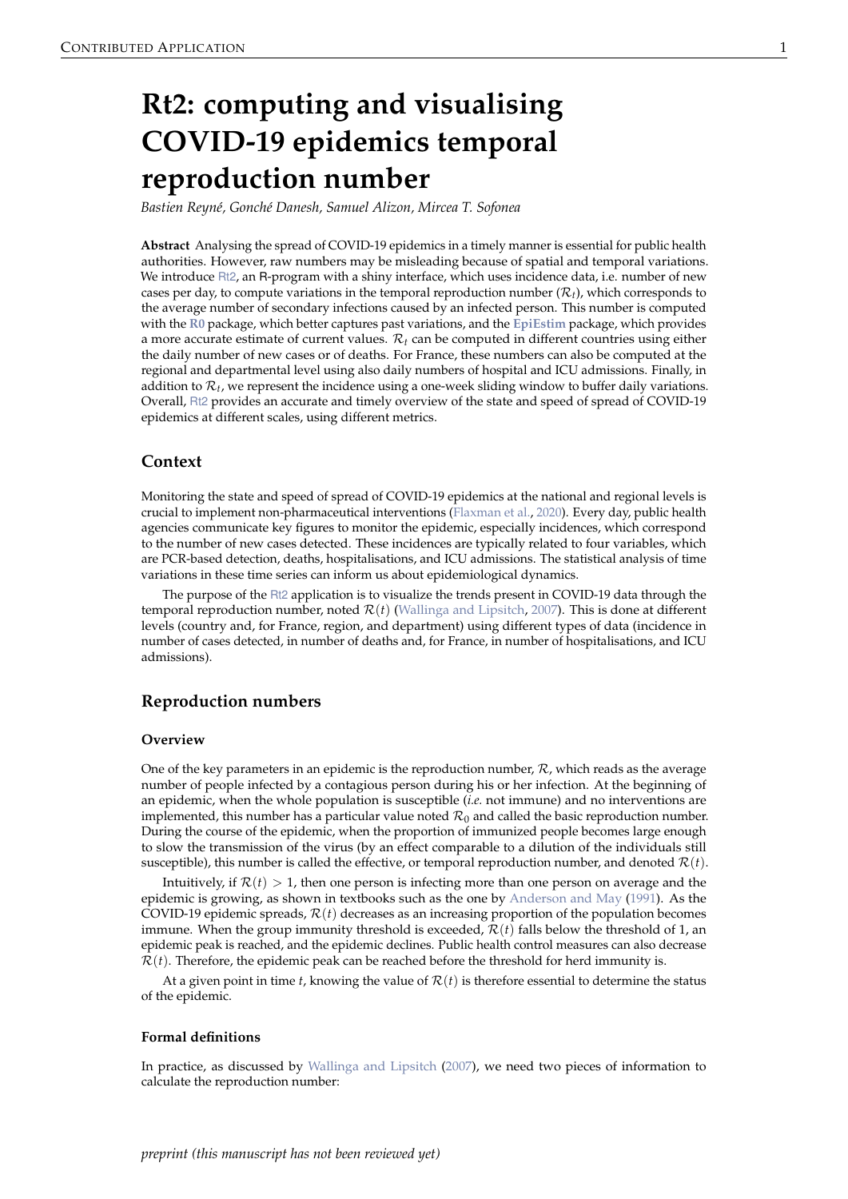# Rt2: computing and visualising COVID-19 epidemics temporal reproduction number

*Bastien Reyné, Gonché Danesh, Samuel Alizon, Mircea T. Sofonea*

**Abstract** Analysing the spread of COVID-19 epidemics in a timely manner is essential for public health authorities. However, raw numbers may be misleading because of spatial and temporal variations. We introduce Rt2, an R-program with a shiny interface, which uses incidence data, i.e. number of new cases per day, to compute variations in the temporal reproduction number ($\mathcal{R}_t$), which corresponds to the average number of secondary infections caused by an infected person. This number is computed with the **R0** package, which better captures past variations, and the **EpiEstim** package, which provides a more accurate estimate of current values. $\mathcal{R}_t$ can be computed in different countries using either the daily number of new cases or of deaths. For France, these numbers can also be computed at the regional and departmental level using also daily numbers of hospital and ICU admissions. Finally, in addition to $\mathcal{R}_t$, we represent the incidence using a one-week sliding window to buffer daily variations. Overall, Rt2 provides an accurate and timely overview of the state and speed of spread of COVID-19 epidemics at different scales, using different metrics.

## Context

Monitoring the state and speed of spread of COVID-19 epidemics at the national and regional levels is crucial to implement non-pharmaceutical interventions (Flaxman et al., 2020). Every day, public health agencies communicate key figures to monitor the epidemic, especially incidences, which correspond to the number of new cases detected. These incidences are typically related to four variables, which are PCR-based detection, deaths, hospitalisations, and ICU admissions. The statistical analysis of time variations in these time series can inform us about epidemiological dynamics.

The purpose of the Rt2 application is to visualize the trends present in COVID-19 data through the temporal reproduction number, noted $\mathcal{R}(t)$ (Wallinga and Lipsitch, 2007). This is done at different levels (country and, for France, region, and department) using different types of data (incidence in number of cases detected, in number of deaths and, for France, in number of hospitalisations, and ICU admissions).

## Reproduction numbers

### Overview

One of the key parameters in an epidemic is the reproduction number, $\mathcal{R}$, which reads as the average number of people infected by a contagious person during his or her infection. At the beginning of an epidemic, when the whole population is susceptible (*i.e.* not immune) and no interventions are implemented, this number has a particular value noted $\mathcal{R}_0$ and called the basic reproduction number. During the course of the epidemic, when the proportion of immunized people becomes large enough to slow the transmission of the virus (by an effect comparable to a dilution of the individuals still susceptible), this number is called the effective, or temporal reproduction number, and denoted $\mathcal{R}(t)$.

Intuitively, if $\mathcal{R}(t) > 1$, then one person is infecting more than one person on average and the epidemic is growing, as shown in textbooks such as the one by Anderson and May (1991). As the COVID-19 epidemic spreads, $\mathcal{R}(t)$ decreases as an increasing proportion of the population becomes immune. When the group immunity threshold is exceeded, $\mathcal{R}(t)$ falls below the threshold of 1, an epidemic peak is reached, and the epidemic declines. Public health control measures can also decrease $\mathcal{R}(t)$. Therefore, the epidemic peak can be reached before the threshold for herd immunity is.

At a given point in time $t$, knowing the value of $\mathcal{R}(t)$ is therefore essential to determine the status of the epidemic.

### Formal definitions

In practice, as discussed by Wallinga and Lipsitch (2007), we need two pieces of information to calculate the reproduction number: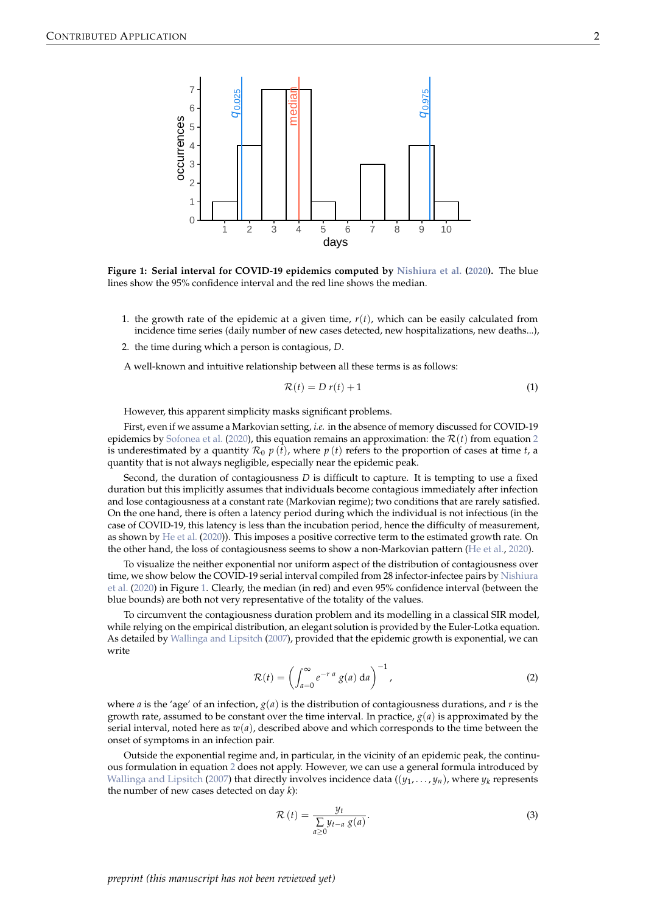**Figure 1: Serial interval for COVID-19 epidemics computed by Nishiura et al. (2020).** The blue lines show the 95% confidence interval and the red line shows the median.

1. the growth rate of the epidemic at a given time, $r(t)$, which can be easily calculated from incidence time series (daily number of new cases detected, new hospitalizations, new deaths...),
2. the time during which a person is contagious, $D$.

A well-known and intuitive relationship between all these terms is as follows:

$$\mathcal{R}(t) = D\, r(t) + 1 \tag{1}$$

However, this apparent simplicity masks significant problems.

First, even if we assume a Markovian setting, *i.e.* in the absence of memory discussed for COVID-19 epidemics by Sofonea et al. (2020), this equation remains an approximation: the $\mathcal{R}(t)$ from equation 2 is underestimated by a quantity $\mathcal{R}_0\, p\,(t)$, where $p\,(t)$ refers to the proportion of cases at time $t$, a quantity that is not always negligible, especially near the epidemic peak.

Second, the duration of contagiousness $D$ is difficult to capture. It is tempting to use a fixed duration but this implicitly assumes that individuals become contagious immediately after infection and lose contagiousness at a constant rate (Markovian regime); two conditions that are rarely satisfied. On the one hand, there is often a latency period during which the individual is not infectious (in the case of COVID-19, this latency is less than the incubation period, hence the difficulty of measurement, as shown by He et al. (2020)). This imposes a positive corrective term to the estimated growth rate. On the other hand, the loss of contagiousness seems to show a non-Markovian pattern (He et al., 2020).

To visualize the neither exponential nor uniform aspect of the distribution of contagiousness over time, we show below the COVID-19 serial interval compiled from 28 infector-infectee pairs by Nishiura et al. (2020) in Figure 1. Clearly, the median (in red) and even 95% confidence interval (between the blue bounds) are both not very representative of the totality of the values.

To circumvent the contagiousness duration problem and its modelling in a classical SIR model, while relying on the empirical distribution, an elegant solution is provided by the Euler-Lotka equation. As detailed by Wallinga and Lipsitch (2007), provided that the epidemic growth is exponential, we can write

$$\mathcal{R}(t) = \left( \int_{a=0}^{\infty} e^{-r\,a}\, g(a)\, \mathrm{d}a \right)^{-1}, \tag{2}$$

where $a$ is the 'age' of an infection, $g(a)$ is the distribution of contagiousness durations, and $r$ is the growth rate, assumed to be constant over the time interval. In practice, $g(a)$ is approximated by the serial interval, noted here as $w(a)$, described above and which corresponds to the time between the onset of symptoms in an infection pair.

Outside the exponential regime and, in particular, in the vicinity of an epidemic peak, the continuous formulation in equation 2 does not apply. However, we can use a general formula introduced by Wallinga and Lipsitch (2007) that directly involves incidence data ($(y_1, \ldots, y_n)$, where $y_k$ represents the number of new cases detected on day $k$):

$$\mathcal{R}\,(t) = \frac{y_t}{\sum\limits_{a \geq 0} y_{t-a}\, g(a)}. \tag{3}$$

*preprint (this manuscript has not been reviewed yet)*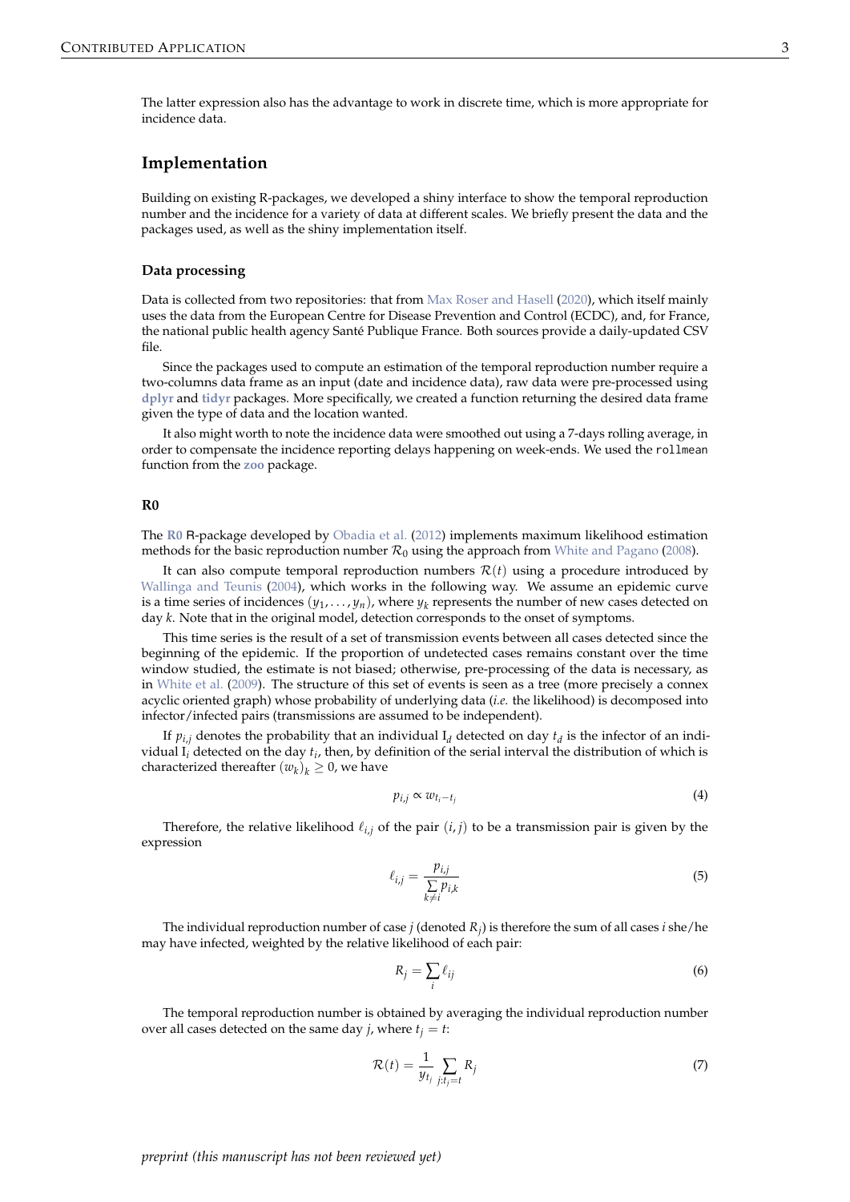The latter expression also has the advantage to work in discrete time, which is more appropriate for incidence data.

## Implementation

Building on existing R-packages, we developed a shiny interface to show the temporal reproduction number and the incidence for a variety of data at different scales. We briefly present the data and the packages used, as well as the shiny implementation itself.

### Data processing

Data is collected from two repositories: that from Max Roser and Hasell (2020), which itself mainly uses the data from the European Centre for Disease Prevention and Control (ECDC), and, for France, the national public health agency Santé Publique France. Both sources provide a daily-updated CSV file.

Since the packages used to compute an estimation of the temporal reproduction number require a two-columns data frame as an input (date and incidence data), raw data were pre-processed using **dplyr** and **tidyr** packages. More specifically, we created a function returning the desired data frame given the type of data and the location wanted.

It also might worth to note the incidence data were smoothed out using a 7-days rolling average, in order to compensate the incidence reporting delays happening on week-ends. We used the `rollmean` function from the **zoo** package.

### R0

The **R0** R-package developed by Obadia et al. (2012) implements maximum likelihood estimation methods for the basic reproduction number $\mathcal{R}_0$ using the approach from White and Pagano (2008).

It can also compute temporal reproduction numbers $\mathcal{R}(t)$ using a procedure introduced by Wallinga and Teunis (2004), which works in the following way. We assume an epidemic curve is a time series of incidences $(y_1, \ldots, y_n)$, where $y_k$ represents the number of new cases detected on day $k$. Note that in the original model, detection corresponds to the onset of symptoms.

This time series is the result of a set of transmission events between all cases detected since the beginning of the epidemic. If the proportion of undetected cases remains constant over the time window studied, the estimate is not biased; otherwise, pre-processing of the data is necessary, as in White et al. (2009). The structure of this set of events is seen as a tree (more precisely a connex acyclic oriented graph) whose probability of underlying data (*i.e.* the likelihood) is decomposed into infector/infected pairs (transmissions are assumed to be independent).

If $p_{i,j}$ denotes the probability that an individual $\mathrm{I}_d$ detected on day $t_d$ is the infector of an individual $\mathrm{I}_i$ detected on the day $t_i$, then, by definition of the serial interval the distribution of which is characterized thereafter $(w_k)_k \geq 0$, we have

$$p_{i,j} \propto w_{t_i - t_j} \tag{4}$$

Therefore, the relative likelihood $\ell_{i,j}$ of the pair $(i, j)$ to be a transmission pair is given by the expression

$$\ell_{i,j} = \frac{p_{i,j}}{\sum\limits_{k \neq i} p_{i,k}} \tag{5}$$

The individual reproduction number of case $j$ (denoted $R_j$) is therefore the sum of all cases $i$ she/he may have infected, weighted by the relative likelihood of each pair:

$$R_j = \sum_i \ell_{ij} \tag{6}$$

The temporal reproduction number is obtained by averaging the individual reproduction number over all cases detected on the same day $j$, where $t_j = t$:

$$\mathcal{R}(t) = \frac{1}{y_{t_j}} \sum_{j: t_j = t} R_j \tag{7}$$

*preprint (this manuscript has not been reviewed yet)*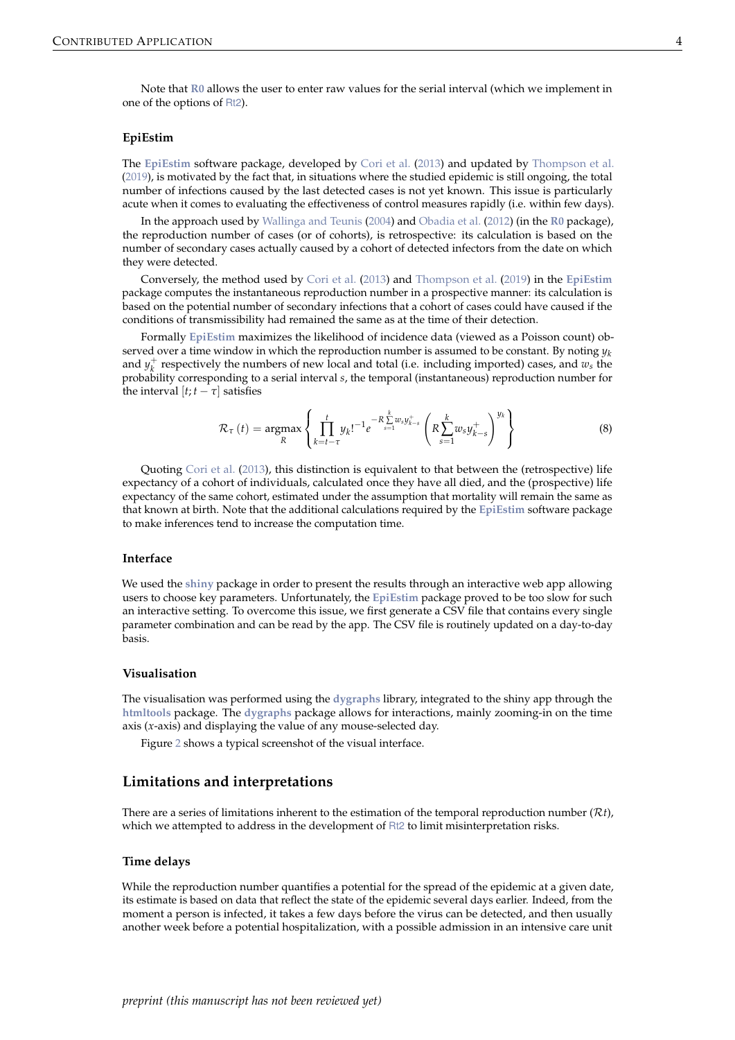Note that **R0** allows the user to enter raw values for the serial interval (which we implement in one of the options of Rt2).

### EpiEstim

The **EpiEstim** software package, developed by Cori et al. (2013) and updated by Thompson et al. (2019), is motivated by the fact that, in situations where the studied epidemic is still ongoing, the total number of infections caused by the last detected cases is not yet known. This issue is particularly acute when it comes to evaluating the effectiveness of control measures rapidly (i.e. within few days).

In the approach used by Wallinga and Teunis (2004) and Obadia et al. (2012) (in the **R0** package), the reproduction number of cases (or of cohorts), is retrospective: its calculation is based on the number of secondary cases actually caused by a cohort of detected infectors from the date on which they were detected.

Conversely, the method used by Cori et al. (2013) and Thompson et al. (2019) in the **EpiEstim** package computes the instantaneous reproduction number in a prospective manner: its calculation is based on the potential number of secondary infections that a cohort of cases could have caused if the conditions of transmissibility had remained the same as at the time of their detection.

Formally **EpiEstim** maximizes the likelihood of incidence data (viewed as a Poisson count) observed over a time window in which the reproduction number is assumed to be constant. By noting $y_k$ and $y_k^+$ respectively the numbers of new local and total (i.e. including imported) cases, and $w_s$ the probability corresponding to a serial interval $s$, the temporal (instantaneous) reproduction number for the interval $[t; t-\tau]$ satisfies

$$\mathcal{R}_\tau(t) = \underset{R}{\operatorname{argmax}} \left\{ \prod_{k=t-\tau}^{t} y_k!^{-1} e^{-R\sum_{s=1}^{k} w_s y_{k-s}^+} \left( R \sum_{s=1}^{k} w_s y_{k-s}^+ \right)^{y_k} \right\} \tag{8}$$

Quoting Cori et al. (2013), this distinction is equivalent to that between the (retrospective) life expectancy of a cohort of individuals, calculated once they have all died, and the (prospective) life expectancy of the same cohort, estimated under the assumption that mortality will remain the same as that known at birth. Note that the additional calculations required by the **EpiEstim** software package to make inferences tend to increase the computation time.

### Interface

We used the **shiny** package in order to present the results through an interactive web app allowing users to choose key parameters. Unfortunately, the **EpiEstim** package proved to be too slow for such an interactive setting. To overcome this issue, we first generate a CSV file that contains every single parameter combination and can be read by the app. The CSV file is routinely updated on a day-to-day basis.

### Visualisation

The visualisation was performed using the **dygraphs** library, integrated to the shiny app through the **htmltools** package. The **dygraphs** package allows for interactions, mainly zooming-in on the time axis ($x$-axis) and displaying the value of any mouse-selected day.

Figure 2 shows a typical screenshot of the visual interface.

## Limitations and interpretations

There are a series of limitations inherent to the estimation of the temporal reproduction number ($\mathcal{R}t$), which we attempted to address in the development of Rt2 to limit misinterpretation risks.

### Time delays

While the reproduction number quantifies a potential for the spread of the epidemic at a given date, its estimate is based on data that reflect the state of the epidemic several days earlier. Indeed, from the moment a person is infected, it takes a few days before the virus can be detected, and then usually another week before a potential hospitalization, with a possible admission in an intensive care unit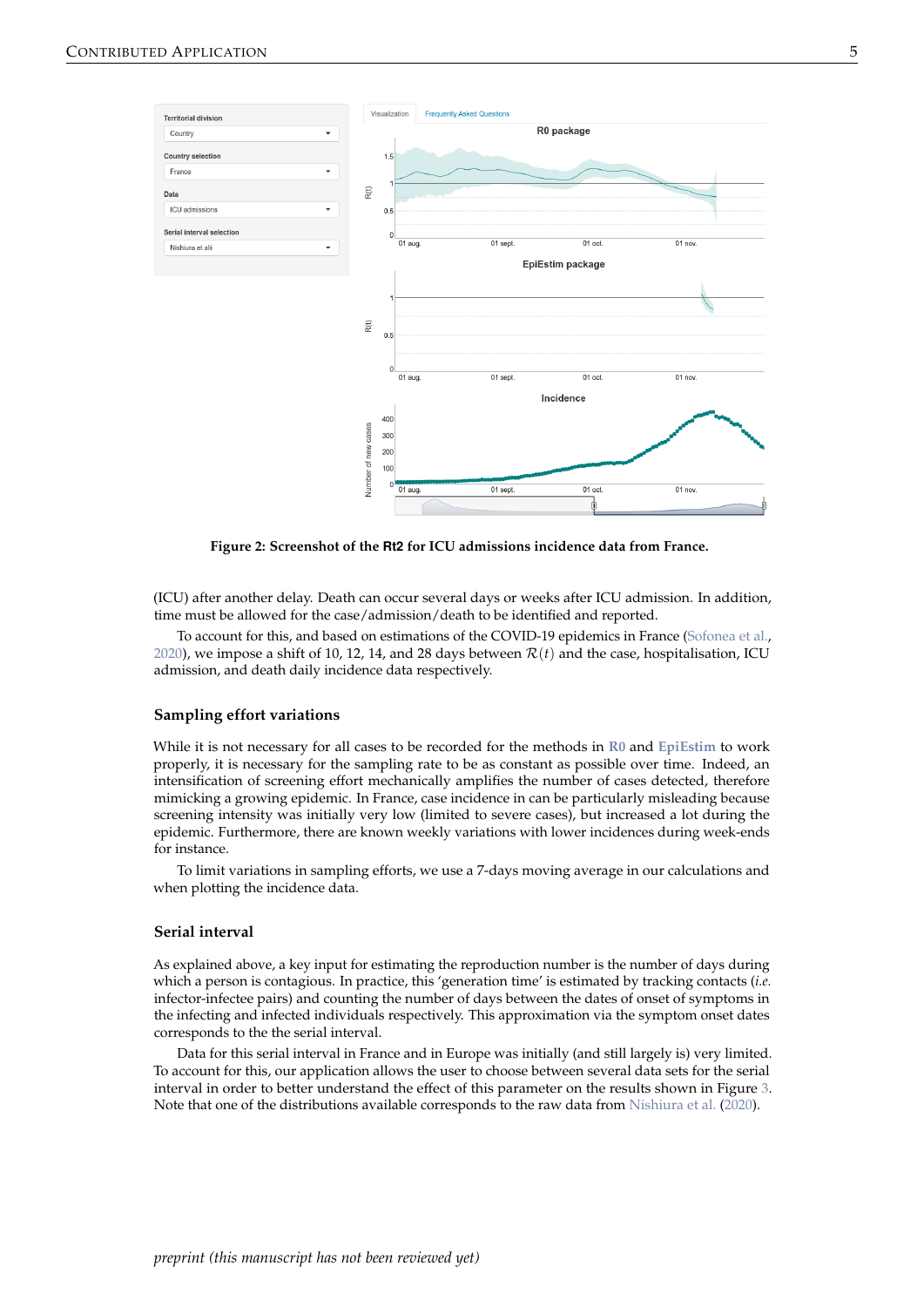**Figure 2: Screenshot of the Rt2 for ICU admissions incidence data from France.**

(ICU) after another delay. Death can occur several days or weeks after ICU admission. In addition, time must be allowed for the case/admission/death to be identified and reported.

To account for this, and based on estimations of the COVID-19 epidemics in France (Sofonea et al., 2020), we impose a shift of 10, 12, 14, and 28 days between $\mathcal{R}(t)$ and the case, hospitalisation, ICU admission, and death daily incidence data respectively.

### Sampling effort variations

While it is not necessary for all cases to be recorded for the methods in **R0** and **EpiEstim** to work properly, it is necessary for the sampling rate to be as constant as possible over time. Indeed, an intensification of screening effort mechanically amplifies the number of cases detected, therefore mimicking a growing epidemic. In France, case incidence in can be particularly misleading because screening intensity was initially very low (limited to severe cases), but increased a lot during the epidemic. Furthermore, there are known weekly variations with lower incidences during week-ends for instance.

To limit variations in sampling efforts, we use a 7-days moving average in our calculations and when plotting the incidence data.

### Serial interval

As explained above, a key input for estimating the reproduction number is the number of days during which a person is contagious. In practice, this 'generation time' is estimated by tracking contacts (*i.e.* infector-infectee pairs) and counting the number of days between the dates of onset of symptoms in the infecting and infected individuals respectively. This approximation via the symptom onset dates corresponds to the the serial interval.

Data for this serial interval in France and in Europe was initially (and still largely is) very limited. To account for this, our application allows the user to choose between several data sets for the serial interval in order to better understand the effect of this parameter on the results shown in Figure 3. Note that one of the distributions available corresponds to the raw data from Nishiura et al. (2020).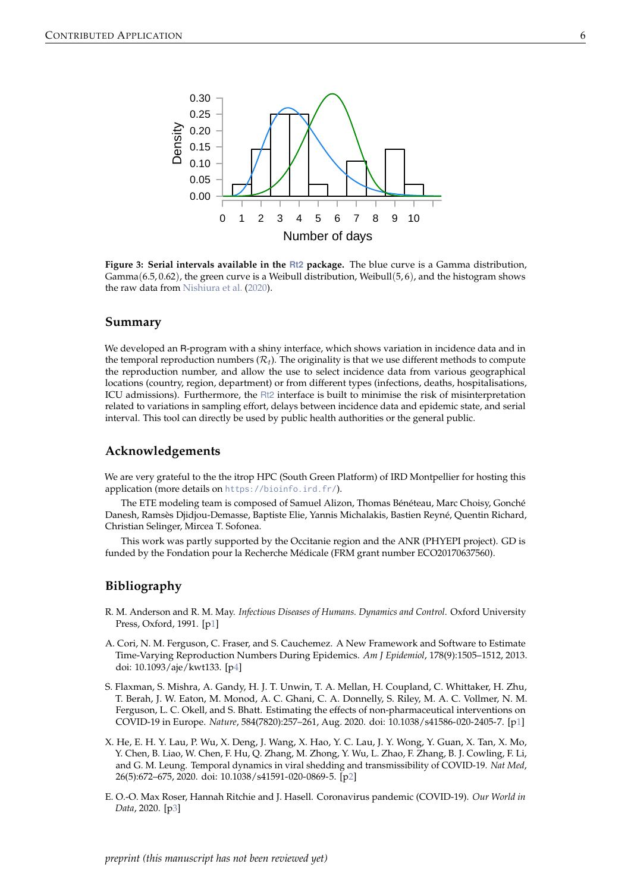**Figure 3: Serial intervals available in the Rt2 package.** The blue curve is a Gamma distribution, Gamma$(6.5, 0.62)$, the green curve is a Weibull distribution, Weibull$(5, 6)$, and the histogram shows the raw data from Nishiura et al. (2020).

## Summary

We developed an R-program with a shiny interface, which shows variation in incidence data and in the temporal reproduction numbers ($\mathcal{R}_t$). The originality is that we use different methods to compute the reproduction number, and allow the use to select incidence data from various geographical locations (country, region, department) or from different types (infections, deaths, hospitalisations, ICU admissions). Furthermore, the Rt2 interface is built to minimise the risk of misinterpretation related to variations in sampling effort, delays between incidence data and epidemic state, and serial interval. This tool can directly be used by public health authorities or the general public.

## Acknowledgements

We are very grateful to the the itrop HPC (South Green Platform) of IRD Montpellier for hosting this application (more details on `https://bioinfo.ird.fr/`).

The ETE modeling team is composed of Samuel Alizon, Thomas Bénéteau, Marc Choisy, Gonché Danesh, Ramsès Djidjou-Demasse, Baptiste Elie, Yannis Michalakis, Bastien Reyné, Quentin Richard, Christian Selinger, Mircea T. Sofonea.

This work was partly supported by the Occitanie region and the ANR (PHYEPI project). GD is funded by the Fondation pour la Recherche Médicale (FRM grant number ECO20170637560).

## Bibliography

R. M. Anderson and R. M. May. *Infectious Diseases of Humans. Dynamics and Control*. Oxford University Press, Oxford, 1991. [p1]

A. Cori, N. M. Ferguson, C. Fraser, and S. Cauchemez. A New Framework and Software to Estimate Time-Varying Reproduction Numbers During Epidemics. *Am J Epidemiol*, 178(9):1505–1512, 2013. doi: 10.1093/aje/kwt133. [p4]

S. Flaxman, S. Mishra, A. Gandy, H. J. T. Unwin, T. A. Mellan, H. Coupland, C. Whittaker, H. Zhu, T. Berah, J. W. Eaton, M. Monod, A. C. Ghani, C. A. Donnelly, S. Riley, M. A. C. Vollmer, N. M. Ferguson, L. C. Okell, and S. Bhatt. Estimating the effects of non-pharmaceutical interventions on COVID-19 in Europe. *Nature*, 584(7820):257–261, Aug. 2020. doi: 10.1038/s41586-020-2405-7. [p1]

X. He, E. H. Y. Lau, P. Wu, X. Deng, J. Wang, X. Hao, Y. C. Lau, J. Y. Wong, Y. Guan, X. Tan, X. Mo, Y. Chen, B. Liao, W. Chen, F. Hu, Q. Zhang, M. Zhong, Y. Wu, L. Zhao, F. Zhang, B. J. Cowling, F. Li, and G. M. Leung. Temporal dynamics in viral shedding and transmissibility of COVID-19. *Nat Med*, 26(5):672–675, 2020. doi: 10.1038/s41591-020-0869-5. [p2]

E. O.-O. Max Roser, Hannah Ritchie and J. Hasell. Coronavirus pandemic (COVID-19). *Our World in Data*, 2020. [p3]

*preprint (this manuscript has not been reviewed yet)*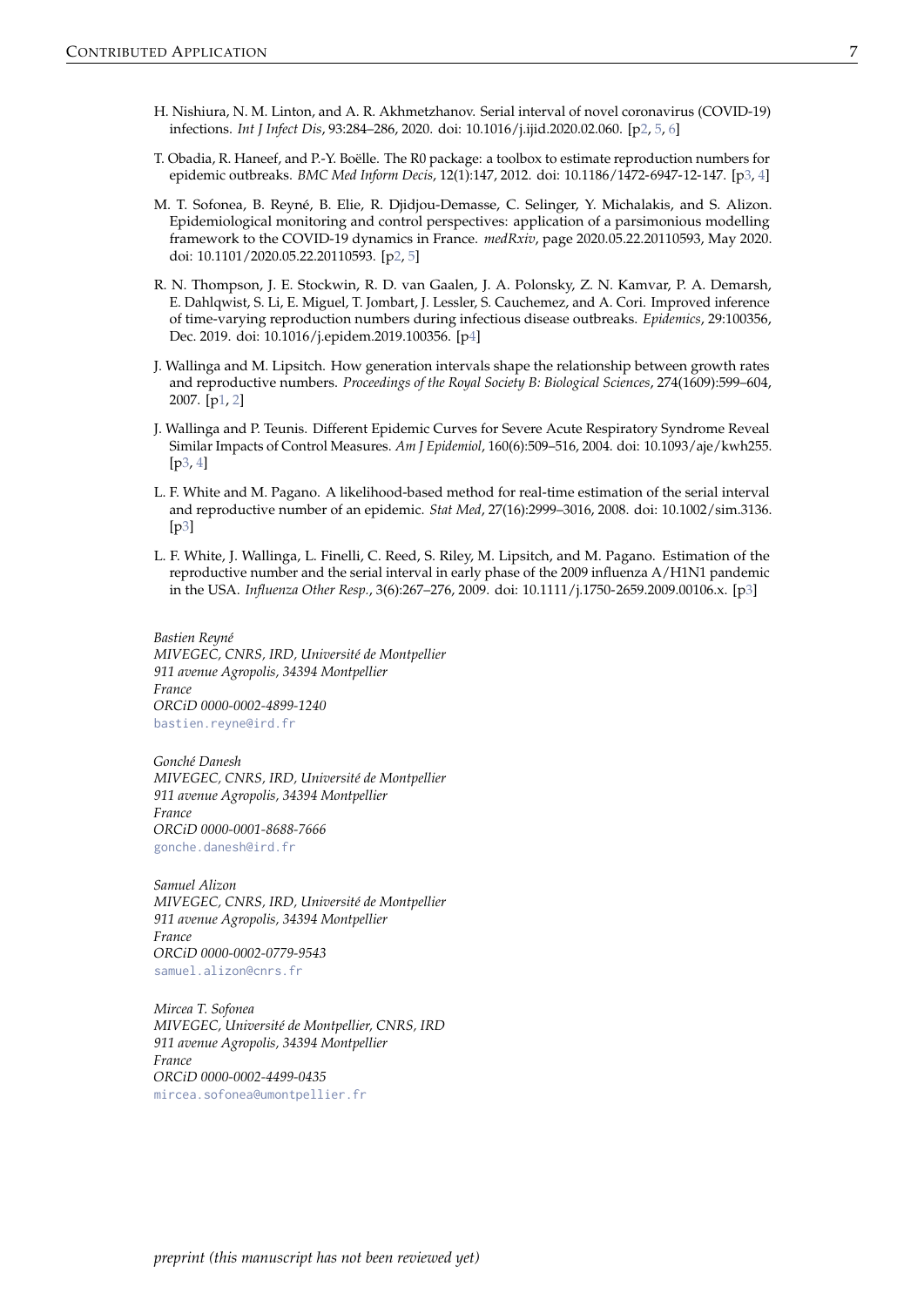H. Nishiura, N. M. Linton, and A. R. Akhmetzhanov. Serial interval of novel coronavirus (COVID-19) infections. *Int J Infect Dis*, 93:284–286, 2020. doi: 10.1016/j.ijid.2020.02.060. [p2, 5, 6]

T. Obadia, R. Haneef, and P.-Y. Boëlle. The R0 package: a toolbox to estimate reproduction numbers for epidemic outbreaks. *BMC Med Inform Decis*, 12(1):147, 2012. doi: 10.1186/1472-6947-12-147. [p3, 4]

M. T. Sofonea, B. Reyné, B. Elie, R. Djidjou-Demasse, C. Selinger, Y. Michalakis, and S. Alizon. Epidemiological monitoring and control perspectives: application of a parsimonious modelling framework to the COVID-19 dynamics in France. *medRxiv*, page 2020.05.22.20110593, May 2020. doi: 10.1101/2020.05.22.20110593. [p2, 5]

R. N. Thompson, J. E. Stockwin, R. D. van Gaalen, J. A. Polonsky, Z. N. Kamvar, P. A. Demarsh, E. Dahlqwist, S. Li, E. Miguel, T. Jombart, J. Lessler, S. Cauchemez, and A. Cori. Improved inference of time-varying reproduction numbers during infectious disease outbreaks. *Epidemics*, 29:100356, Dec. 2019. doi: 10.1016/j.epidem.2019.100356. [p4]

J. Wallinga and M. Lipsitch. How generation intervals shape the relationship between growth rates and reproductive numbers. *Proceedings of the Royal Society B: Biological Sciences*, 274(1609):599–604, 2007. [p1, 2]

J. Wallinga and P. Teunis. Different Epidemic Curves for Severe Acute Respiratory Syndrome Reveal Similar Impacts of Control Measures. *Am J Epidemiol*, 160(6):509–516, 2004. doi: 10.1093/aje/kwh255. [p3, 4]

L. F. White and M. Pagano. A likelihood-based method for real-time estimation of the serial interval and reproductive number of an epidemic. *Stat Med*, 27(16):2999–3016, 2008. doi: 10.1002/sim.3136. [p3]

L. F. White, J. Wallinga, L. Finelli, C. Reed, S. Riley, M. Lipsitch, and M. Pagano. Estimation of the reproductive number and the serial interval in early phase of the 2009 influenza A/H1N1 pandemic in the USA. *Influenza Other Resp.*, 3(6):267–276, 2009. doi: 10.1111/j.1750-2659.2009.00106.x. [p3]

*Bastien Reyné*
*MIVEGEC, CNRS, IRD, Université de Montpellier*
*911 avenue Agropolis, 34394 Montpellier*
*France*
*ORCiD 0000-0002-4899-1240*
bastien.reyne@ird.fr

*Gonché Danesh*
*MIVEGEC, CNRS, IRD, Université de Montpellier*
*911 avenue Agropolis, 34394 Montpellier*
*France*
*ORCiD 0000-0001-8688-7666*
gonche.danesh@ird.fr

*Samuel Alizon*
*MIVEGEC, CNRS, IRD, Université de Montpellier*
*911 avenue Agropolis, 34394 Montpellier*
*France*
*ORCiD 0000-0002-0779-9543*
samuel.alizon@cnrs.fr

*Mircea T. Sofonea*
*MIVEGEC, Université de Montpellier, CNRS, IRD*
*911 avenue Agropolis, 34394 Montpellier*
*France*
*ORCiD 0000-0002-4499-0435*
mircea.sofonea@umontpellier.fr